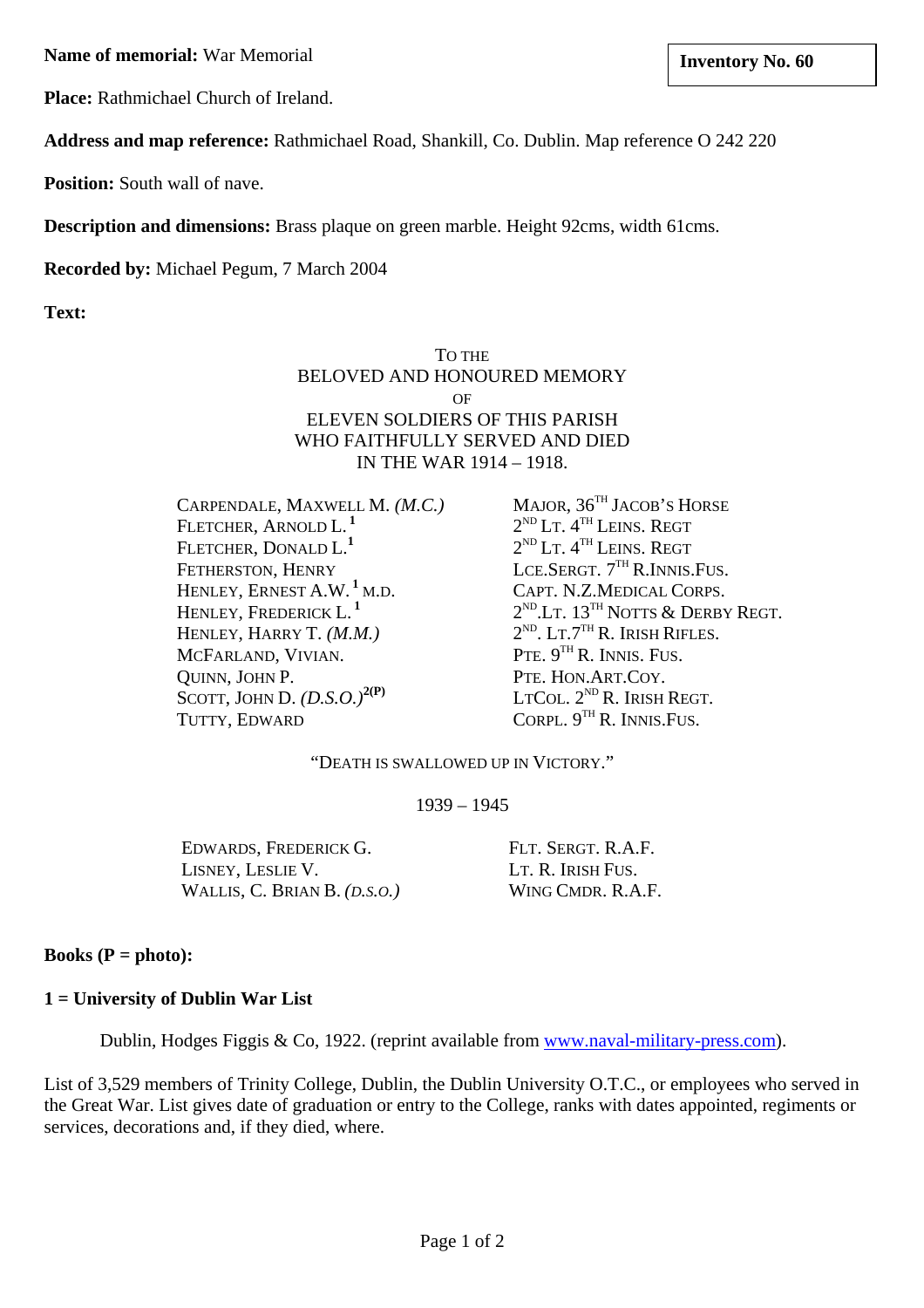**Name of memorial:** War Memorial

**Inventory No. 60**

**Place:** Rathmichael Church of Ireland.

**Address and map reference:** Rathmichael Road, Shankill, Co. Dublin. Map reference O 242 220

**Position:** South wall of nave.

**Description and dimensions:** Brass plaque on green marble. Height 92cms, width 61cms.

**Recorded by:** Michael Pegum, 7 March 2004

**Text:**

TO THE
BELOVED AND HONOURED MEMORY
OF
ELEVEN SOLDIERS OF THIS PARISH
WHO FAITHFULLY SERVED AND DIED
IN THE WAR 1914 – 1918.

| | |
|---|---|
| CARPENDALE, MAXWELL M. *(M.C.)* | MAJOR, 36TH JACOB'S HORSE |
| FLETCHER, ARNOLD L.[1] | 2ND LT. 4TH LEINS. REGT |
| FLETCHER, DONALD L.[1] | 2ND LT. 4TH LEINS. REGT |
| FETHERSTON, HENRY | LCE.SERGT. 7TH R.INNIS.FUS. |
| HENLEY, ERNEST A.W.[1] M.D. | CAPT. N.Z.MEDICAL CORPS. |
| HENLEY, FREDERICK L.[1] | 2ND.LT. 13TH NOTTS & DERBY REGT. |
| HENLEY, HARRY T. *(M.M.)* | 2ND. LT.7TH R. IRISH RIFLES. |
| MCFARLAND, VIVIAN. | PTE. 9TH R. INNIS. FUS. |
| QUINN, JOHN P. | PTE. HON.ART.COY. |
| SCOTT, JOHN D. *(D.S.O.)*[2(P)] | LTCOL. 2ND R. IRISH REGT. |
| TUTTY, EDWARD | CORPL. 9TH R. INNIS.FUS. |

"DEATH IS SWALLOWED UP IN VICTORY."

1939 – 1945

| | |
|---|---|
| EDWARDS, FREDERICK G. | FLT. SERGT. R.A.F. |
| LISNEY, LESLIE V. | LT. R. IRISH FUS. |
| WALLIS, C. BRIAN B. *(D.S.O.)* | WING CMDR. R.A.F. |

**Books (P = photo):**

**1 = University of Dublin War List**

Dublin, Hodges Figgis & Co, 1922. (reprint available from www.naval-military-press.com).

List of 3,529 members of Trinity College, Dublin, the Dublin University O.T.C., or employees who served in the Great War. List gives date of graduation or entry to the College, ranks with dates appointed, regiments or services, decorations and, if they died, where.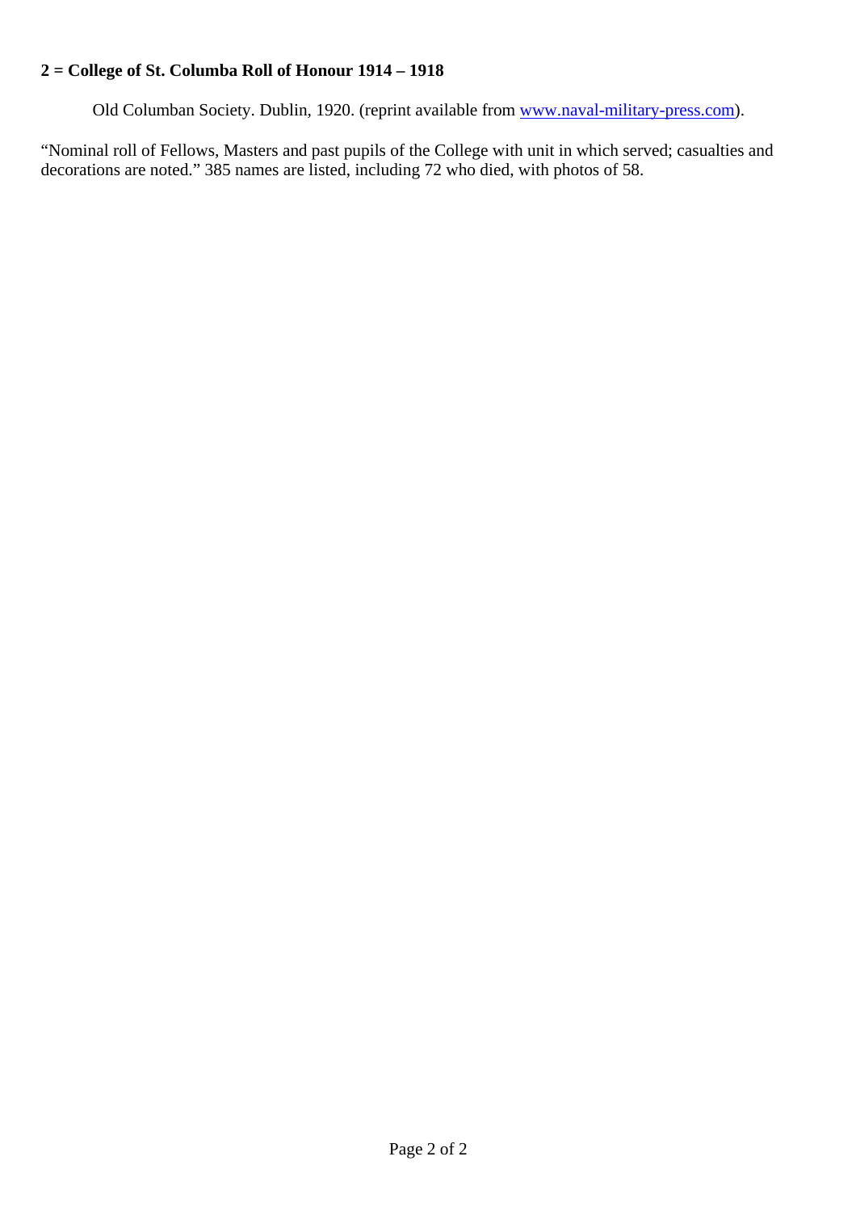**2 = College of St. Columba Roll of Honour 1914 – 1918**

Old Columban Society. Dublin, 1920. (reprint available from www.naval-military-press.com).

“Nominal roll of Fellows, Masters and past pupils of the College with unit in which served; casualties and decorations are noted.” 385 names are listed, including 72 who died, with photos of 58.